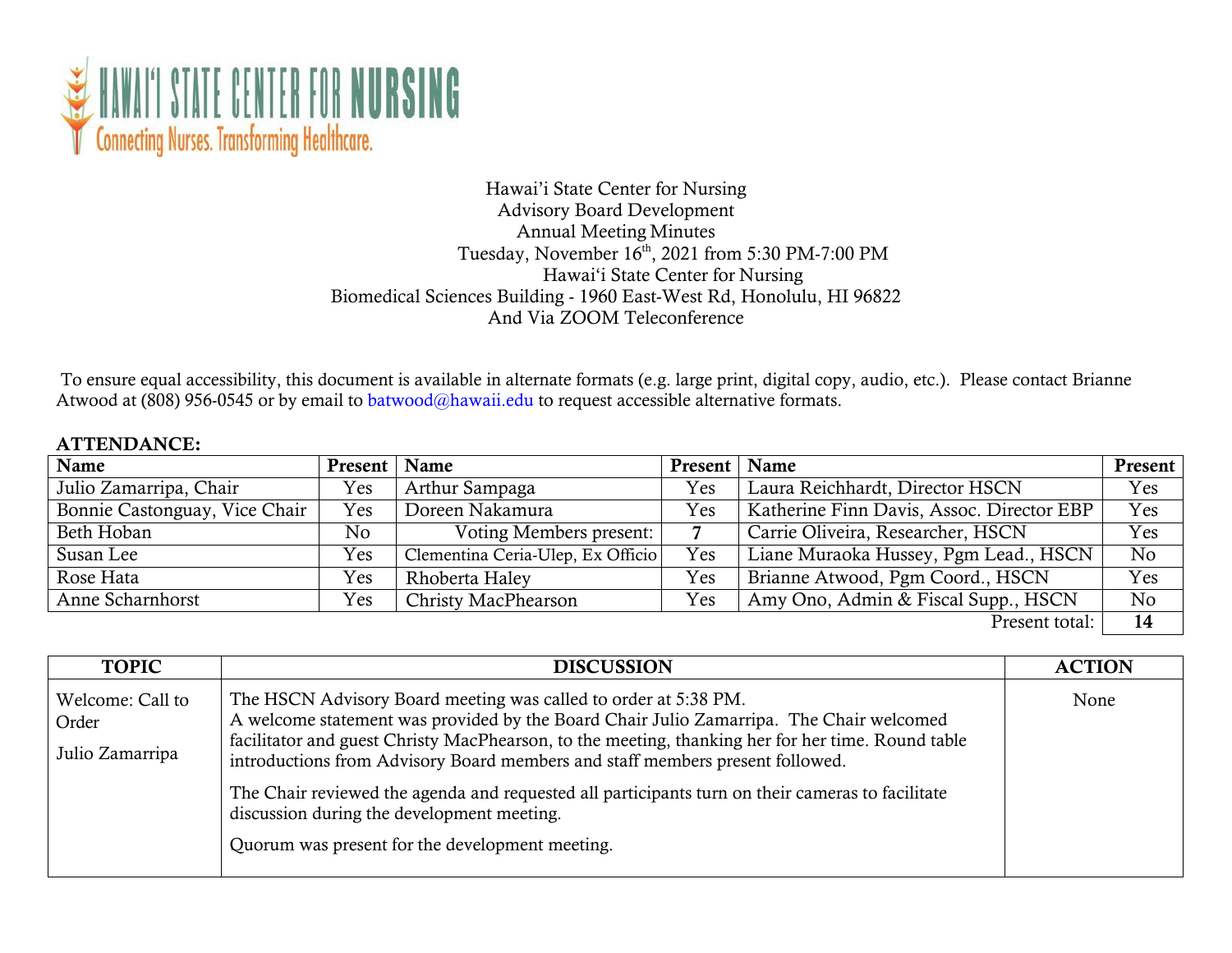HAWAIʻI STATE CENTER FOR NURSING
Connecting Nurses. Transforming Healthcare.

Hawai'i State Center for Nursing
Advisory Board Development
Annual Meeting Minutes
Tuesday, November 16th, 2021 from 5:30 PM-7:00 PM
Hawaiʻi State Center for Nursing
Biomedical Sciences Building - 1960 East-West Rd, Honolulu, HI 96822
And Via ZOOM Teleconference

To ensure equal accessibility, this document is available in alternate formats (e.g. large print, digital copy, audio, etc.). Please contact Brianne Atwood at (808) 956-0545 or by email to batwood@hawaii.edu to request accessible alternative formats.

**ATTENDANCE:**

| Name | Present | Name | Present | Name | Present |
|---|---|---|---|---|---|
| Julio Zamarripa, Chair | Yes | Arthur Sampaga | Yes | Laura Reichhardt, Director HSCN | Yes |
| Bonnie Castonguay, Vice Chair | Yes | Doreen Nakamura | Yes | Katherine Finn Davis, Assoc. Director EBP | Yes |
| Beth Hoban | No | Voting Members present: | **7** | Carrie Oliveira, Researcher, HSCN | Yes |
| Susan Lee | Yes | Clementina Ceria-Ulep, Ex Officio | Yes | Liane Muraoka Hussey, Pgm Lead., HSCN | No |
| Rose Hata | Yes | Rhoberta Haley | Yes | Brianne Atwood, Pgm Coord., HSCN | Yes |
| Anne Scharnhorst | Yes | Christy MacPhearson | Yes | Amy Ono, Admin & Fiscal Supp., HSCN | No |
| | | | | Present total: | **14** |

| TOPIC | DISCUSSION | ACTION |
|---|---|---|
| Welcome: Call to Order<br><br>Julio Zamarripa | The HSCN Advisory Board meeting was called to order at 5:38 PM.<br>A welcome statement was provided by the Board Chair Julio Zamarripa. The Chair welcomed facilitator and guest Christy MacPhearson, to the meeting, thanking her for her time. Round table introductions from Advisory Board members and staff members present followed.<br><br>The Chair reviewed the agenda and requested all participants turn on their cameras to facilitate discussion during the development meeting.<br><br>Quorum was present for the development meeting. | None |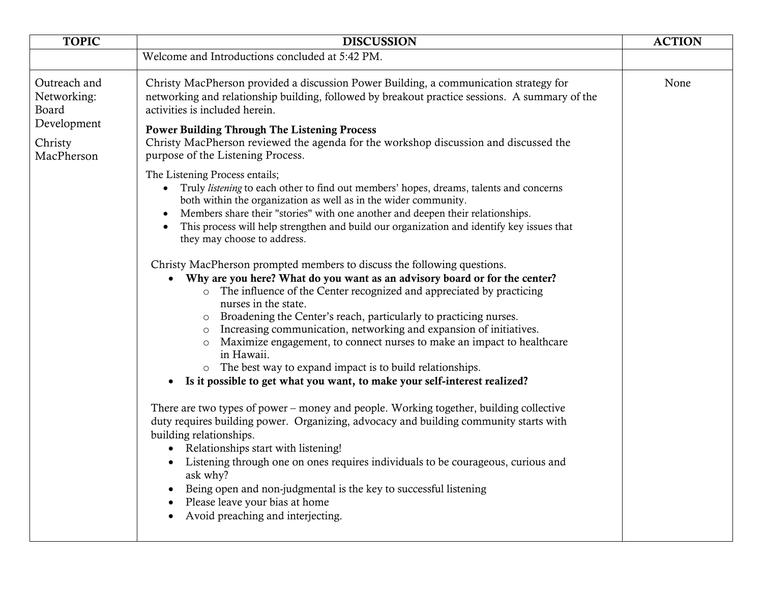| TOPIC | DISCUSSION | ACTION |
|---|---|---|
| | Welcome and Introductions concluded at 5:42 PM. | |
| Outreach and Networking: Board Development<br><br>Christy MacPherson | Christy MacPherson provided a discussion Power Building, a communication strategy for networking and relationship building, followed by breakout practice sessions. A summary of the activities is included herein.<br><br>**Power Building Through The Listening Process**<br>Christy MacPherson reviewed the agenda for the workshop discussion and discussed the purpose of the Listening Process.<br><br>The Listening Process entails;<br>• Truly *listening* to each other to find out members' hopes, dreams, talents and concerns both within the organization as well as in the wider community.<br>• Members share their "stories" with one another and deepen their relationships.<br>• This process will help strengthen and build our organization and identify key issues that they may choose to address.<br><br>Christy MacPherson prompted members to discuss the following questions.<br>• **Why are you here? What do you want as an advisory board or for the center?**<br>&nbsp;&nbsp;&nbsp;&nbsp;o The influence of the Center recognized and appreciated by practicing nurses in the state.<br>&nbsp;&nbsp;&nbsp;&nbsp;o Broadening the Center's reach, particularly to practicing nurses.<br>&nbsp;&nbsp;&nbsp;&nbsp;o Increasing communication, networking and expansion of initiatives.<br>&nbsp;&nbsp;&nbsp;&nbsp;o Maximize engagement, to connect nurses to make an impact to healthcare in Hawaii.<br>&nbsp;&nbsp;&nbsp;&nbsp;o The best way to expand impact is to build relationships.<br>• **Is it possible to get what you want, to make your self-interest realized?**<br><br>There are two types of power – money and people. Working together, building collective duty requires building power. Organizing, advocacy and building community starts with building relationships.<br>• Relationships start with listening!<br>• Listening through one on ones requires individuals to be courageous, curious and ask why?<br>• Being open and non-judgmental is the key to successful listening<br>• Please leave your bias at home<br>• Avoid preaching and interjecting. | None |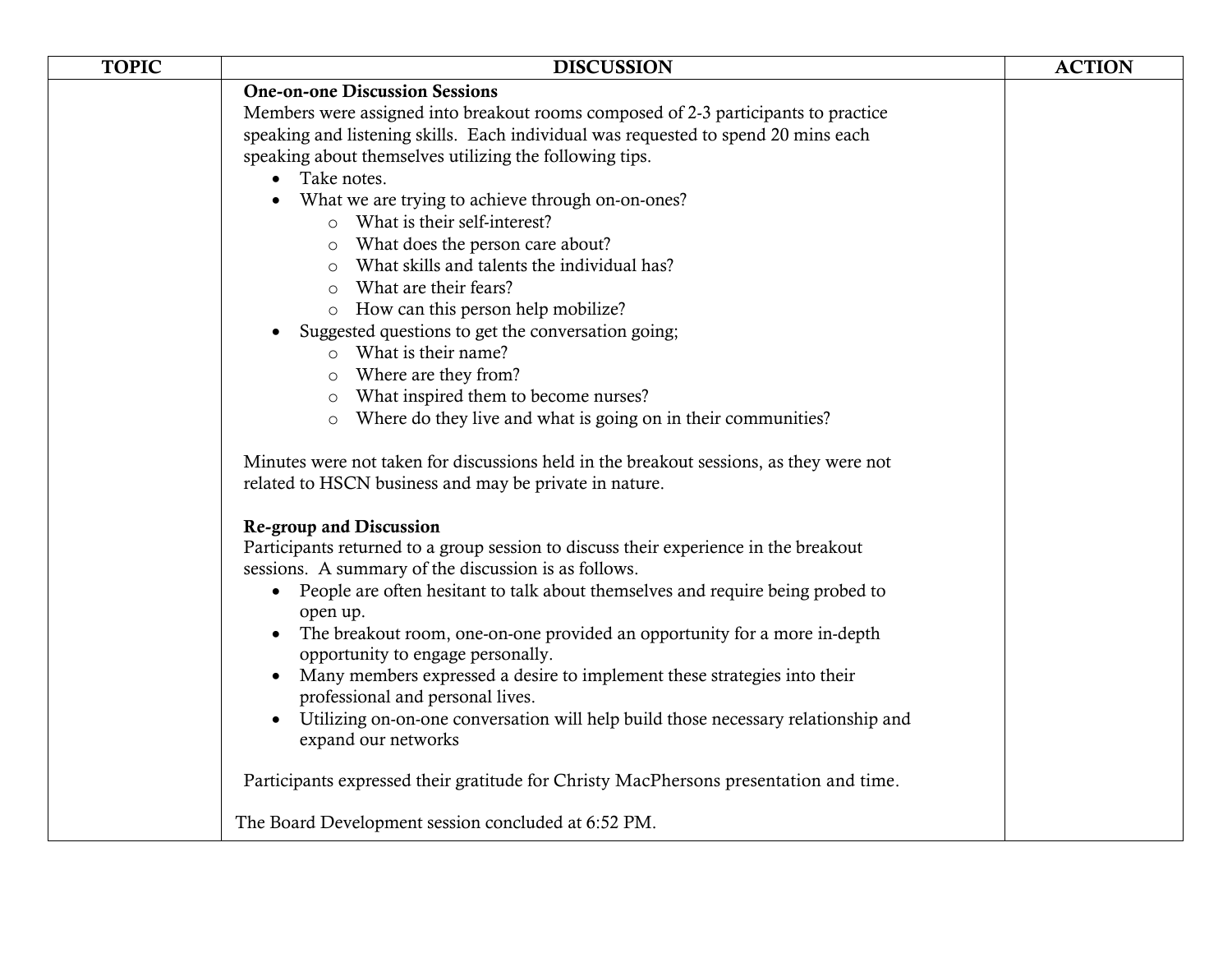| TOPIC | DISCUSSION | ACTION |
| --- | --- | --- |
| | **One-on-one Discussion Sessions**<br>Members were assigned into breakout rooms composed of 2-3 participants to practice speaking and listening skills. Each individual was requested to spend 20 mins each speaking about themselves utilizing the following tips.<br>• Take notes.<br>• What we are trying to achieve through on-on-ones?<br>&nbsp;&nbsp;&nbsp;&nbsp;o What is their self-interest?<br>&nbsp;&nbsp;&nbsp;&nbsp;o What does the person care about?<br>&nbsp;&nbsp;&nbsp;&nbsp;o What skills and talents the individual has?<br>&nbsp;&nbsp;&nbsp;&nbsp;o What are their fears?<br>&nbsp;&nbsp;&nbsp;&nbsp;o How can this person help mobilize?<br>• Suggested questions to get the conversation going;<br>&nbsp;&nbsp;&nbsp;&nbsp;o What is their name?<br>&nbsp;&nbsp;&nbsp;&nbsp;o Where are they from?<br>&nbsp;&nbsp;&nbsp;&nbsp;o What inspired them to become nurses?<br>&nbsp;&nbsp;&nbsp;&nbsp;o Where do they live and what is going on in their communities?<br><br>Minutes were not taken for discussions held in the breakout sessions, as they were not related to HSCN business and may be private in nature.<br><br>**Re-group and Discussion**<br>Participants returned to a group session to discuss their experience in the breakout sessions. A summary of the discussion is as follows.<br>• People are often hesitant to talk about themselves and require being probed to open up.<br>• The breakout room, one-on-one provided an opportunity for a more in-depth opportunity to engage personally.<br>• Many members expressed a desire to implement these strategies into their professional and personal lives.<br>• Utilizing on-on-one conversation will help build those necessary relationship and expand our networks<br><br>Participants expressed their gratitude for Christy MacPhersons presentation and time.<br><br>The Board Development session concluded at 6:52 PM. | |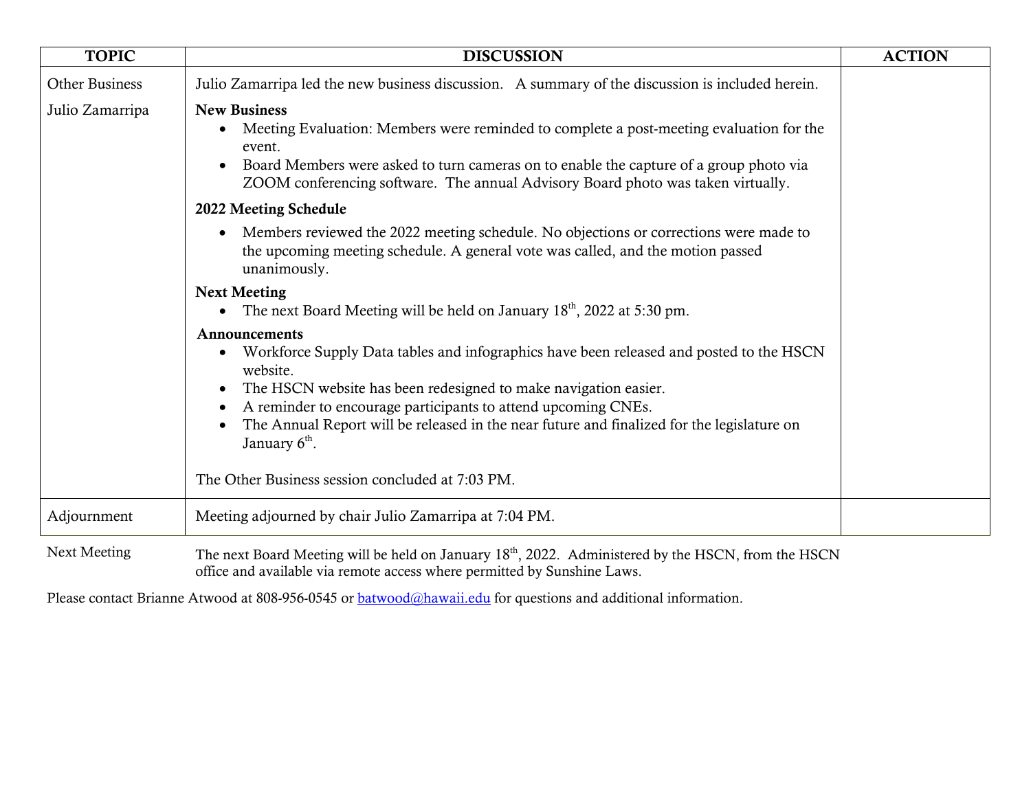| TOPIC | DISCUSSION | ACTION |
|---|---|---|
| Other Business<br><br>Julio Zamarripa | Julio Zamarripa led the new business discussion. A summary of the discussion is included herein.<br><br>**New Business**<br>• Meeting Evaluation: Members were reminded to complete a post-meeting evaluation for the event.<br>• Board Members were asked to turn cameras on to enable the capture of a group photo via ZOOM conferencing software. The annual Advisory Board photo was taken virtually.<br><br>**2022 Meeting Schedule**<br>• Members reviewed the 2022 meeting schedule. No objections or corrections were made to the upcoming meeting schedule. A general vote was called, and the motion passed unanimously.<br><br>**Next Meeting**<br>• The next Board Meeting will be held on January 18th, 2022 at 5:30 pm.<br><br>**Announcements**<br>• Workforce Supply Data tables and infographics have been released and posted to the HSCN website.<br>• The HSCN website has been redesigned to make navigation easier.<br>• A reminder to encourage participants to attend upcoming CNEs.<br>• The Annual Report will be released in the near future and finalized for the legislature on January 6th.<br><br>The Other Business session concluded at 7:03 PM. | |
| Adjournment | Meeting adjourned by chair Julio Zamarripa at 7:04 PM. | |

Next Meeting: The next Board Meeting will be held on January 18th, 2022. Administered by the HSCN, from the HSCN office and available via remote access where permitted by Sunshine Laws.

Please contact Brianne Atwood at 808-956-0545 or batwood@hawaii.edu for questions and additional information.